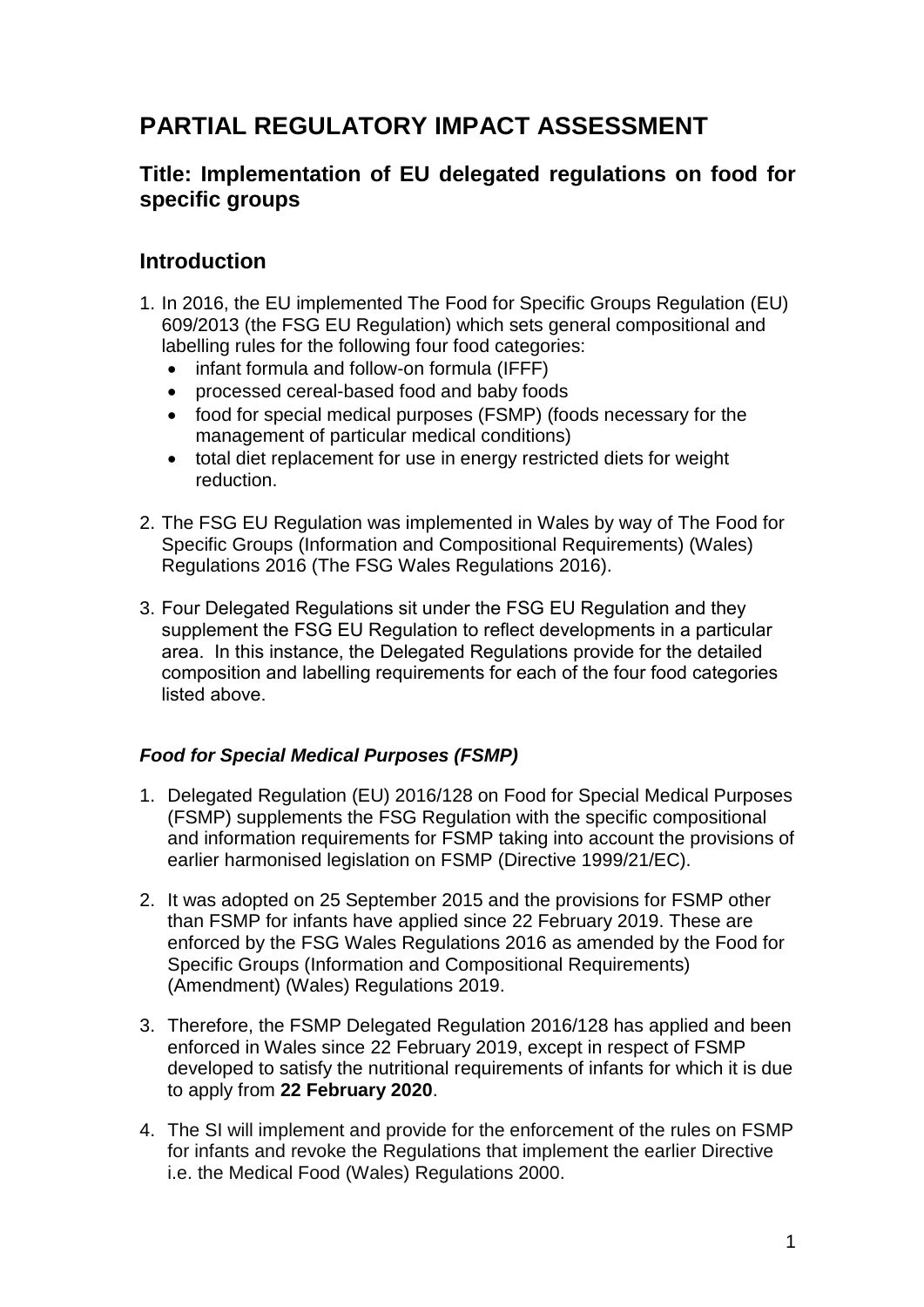# PARTIAL REGULATORY IMPACT ASSESSMENT

## Title: Implementation of EU delegated regulations on food for specific groups

## Introduction

1. In 2016, the EU implemented The Food for Specific Groups Regulation (EU) 609/2013 (the FSG EU Regulation) which sets general compositional and labelling rules for the following four food categories:
   - infant formula and follow-on formula (IFFF)
   - processed cereal-based food and baby foods
   - food for special medical purposes (FSMP) (foods necessary for the management of particular medical conditions)
   - total diet replacement for use in energy restricted diets for weight reduction.
2. The FSG EU Regulation was implemented in Wales by way of The Food for Specific Groups (Information and Compositional Requirements) (Wales) Regulations 2016 (The FSG Wales Regulations 2016).
3. Four Delegated Regulations sit under the FSG EU Regulation and they supplement the FSG EU Regulation to reflect developments in a particular area. In this instance, the Delegated Regulations provide for the detailed composition and labelling requirements for each of the four food categories listed above.

### *Food for Special Medical Purposes (FSMP)*

1. Delegated Regulation (EU) 2016/128 on Food for Special Medical Purposes (FSMP) supplements the FSG Regulation with the specific compositional and information requirements for FSMP taking into account the provisions of earlier harmonised legislation on FSMP (Directive 1999/21/EC).
2. It was adopted on 25 September 2015 and the provisions for FSMP other than FSMP for infants have applied since 22 February 2019. These are enforced by the FSG Wales Regulations 2016 as amended by the Food for Specific Groups (Information and Compositional Requirements) (Amendment) (Wales) Regulations 2019.
3. Therefore, the FSMP Delegated Regulation 2016/128 has applied and been enforced in Wales since 22 February 2019, except in respect of FSMP developed to satisfy the nutritional requirements of infants for which it is due to apply from **22 February 2020**.
4. The SI will implement and provide for the enforcement of the rules on FSMP for infants and revoke the Regulations that implement the earlier Directive i.e. the Medical Food (Wales) Regulations 2000.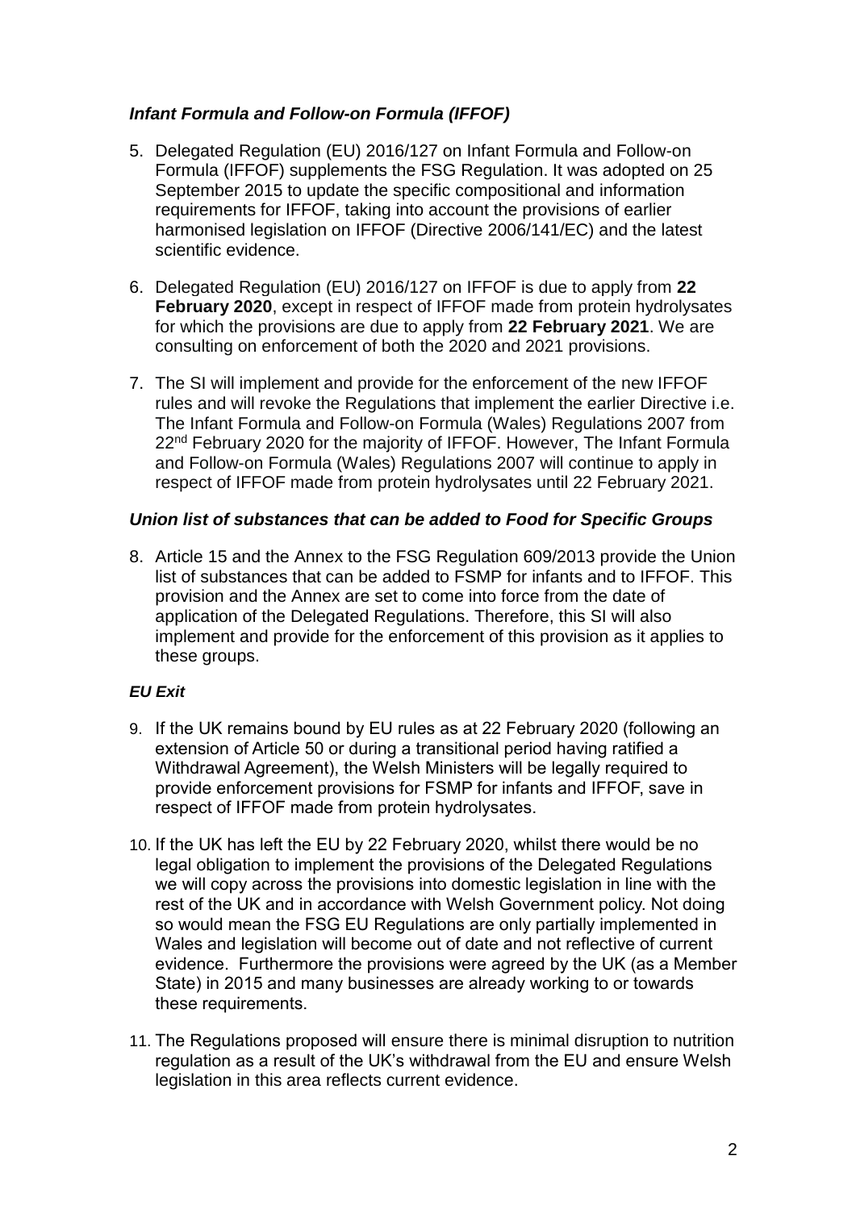### *Infant Formula and Follow-on Formula (IFFOF)*

5. Delegated Regulation (EU) 2016/127 on Infant Formula and Follow-on Formula (IFFOF) supplements the FSG Regulation. It was adopted on 25 September 2015 to update the specific compositional and information requirements for IFFOF, taking into account the provisions of earlier harmonised legislation on IFFOF (Directive 2006/141/EC) and the latest scientific evidence.

6. Delegated Regulation (EU) 2016/127 on IFFOF is due to apply from **22 February 2020**, except in respect of IFFOF made from protein hydrolysates for which the provisions are due to apply from **22 February 2021**. We are consulting on enforcement of both the 2020 and 2021 provisions.

7. The SI will implement and provide for the enforcement of the new IFFOF rules and will revoke the Regulations that implement the earlier Directive i.e. The Infant Formula and Follow-on Formula (Wales) Regulations 2007 from 22nd February 2020 for the majority of IFFOF. However, The Infant Formula and Follow-on Formula (Wales) Regulations 2007 will continue to apply in respect of IFFOF made from protein hydrolysates until 22 February 2021.

### *Union list of substances that can be added to Food for Specific Groups*

8. Article 15 and the Annex to the FSG Regulation 609/2013 provide the Union list of substances that can be added to FSMP for infants and to IFFOF. This provision and the Annex are set to come into force from the date of application of the Delegated Regulations. Therefore, this SI will also implement and provide for the enforcement of this provision as it applies to these groups.

### *EU Exit*

9. If the UK remains bound by EU rules as at 22 February 2020 (following an extension of Article 50 or during a transitional period having ratified a Withdrawal Agreement), the Welsh Ministers will be legally required to provide enforcement provisions for FSMP for infants and IFFOF, save in respect of IFFOF made from protein hydrolysates.

10. If the UK has left the EU by 22 February 2020, whilst there would be no legal obligation to implement the provisions of the Delegated Regulations we will copy across the provisions into domestic legislation in line with the rest of the UK and in accordance with Welsh Government policy. Not doing so would mean the FSG EU Regulations are only partially implemented in Wales and legislation will become out of date and not reflective of current evidence. Furthermore the provisions were agreed by the UK (as a Member State) in 2015 and many businesses are already working to or towards these requirements.

11. The Regulations proposed will ensure there is minimal disruption to nutrition regulation as a result of the UK's withdrawal from the EU and ensure Welsh legislation in this area reflects current evidence.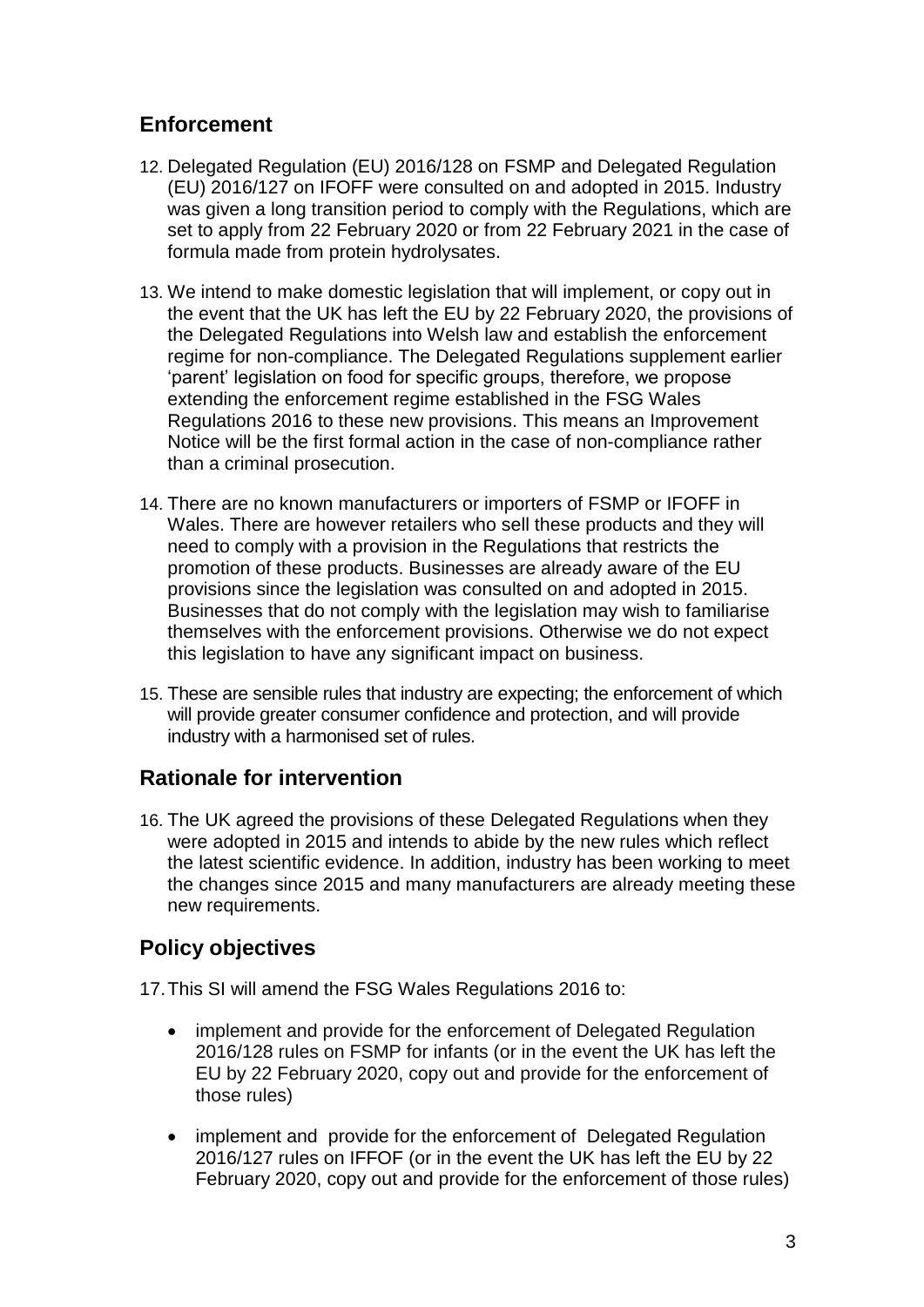## Enforcement

12. Delegated Regulation (EU) 2016/128 on FSMP and Delegated Regulation (EU) 2016/127 on IFOFF were consulted on and adopted in 2015. Industry was given a long transition period to comply with the Regulations, which are set to apply from 22 February 2020 or from 22 February 2021 in the case of formula made from protein hydrolysates.

13. We intend to make domestic legislation that will implement, or copy out in the event that the UK has left the EU by 22 February 2020, the provisions of the Delegated Regulations into Welsh law and establish the enforcement regime for non-compliance. The Delegated Regulations supplement earlier 'parent' legislation on food for specific groups, therefore, we propose extending the enforcement regime established in the FSG Wales Regulations 2016 to these new provisions. This means an Improvement Notice will be the first formal action in the case of non-compliance rather than a criminal prosecution.

14. There are no known manufacturers or importers of FSMP or IFOFF in Wales. There are however retailers who sell these products and they will need to comply with a provision in the Regulations that restricts the promotion of these products. Businesses are already aware of the EU provisions since the legislation was consulted on and adopted in 2015. Businesses that do not comply with the legislation may wish to familiarise themselves with the enforcement provisions. Otherwise we do not expect this legislation to have any significant impact on business.

15. These are sensible rules that industry are expecting; the enforcement of which will provide greater consumer confidence and protection, and will provide industry with a harmonised set of rules.

## Rationale for intervention

16. The UK agreed the provisions of these Delegated Regulations when they were adopted in 2015 and intends to abide by the new rules which reflect the latest scientific evidence. In addition, industry has been working to meet the changes since 2015 and many manufacturers are already meeting these new requirements.

## Policy objectives

17. This SI will amend the FSG Wales Regulations 2016 to:

- implement and provide for the enforcement of Delegated Regulation 2016/128 rules on FSMP for infants (or in the event the UK has left the EU by 22 February 2020, copy out and provide for the enforcement of those rules)
- implement and provide for the enforcement of Delegated Regulation 2016/127 rules on IFFOF (or in the event the UK has left the EU by 22 February 2020, copy out and provide for the enforcement of those rules)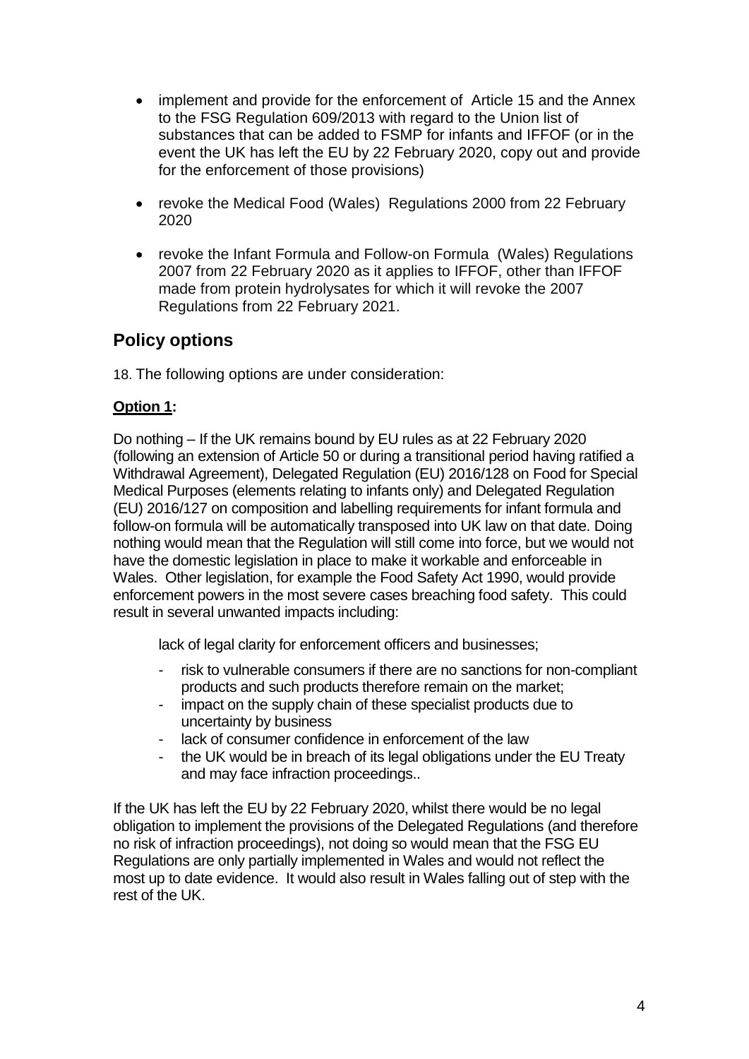- implement and provide for the enforcement of Article 15 and the Annex to the FSG Regulation 609/2013 with regard to the Union list of substances that can be added to FSMP for infants and IFFOF (or in the event the UK has left the EU by 22 February 2020, copy out and provide for the enforcement of those provisions)
- revoke the Medical Food (Wales) Regulations 2000 from 22 February 2020
- revoke the Infant Formula and Follow-on Formula (Wales) Regulations 2007 from 22 February 2020 as it applies to IFFOF, other than IFFOF made from protein hydrolysates for which it will revoke the 2007 Regulations from 22 February 2021.

## Policy options

18. The following options are under consideration:

**Option 1:**

Do nothing – If the UK remains bound by EU rules as at 22 February 2020 (following an extension of Article 50 or during a transitional period having ratified a Withdrawal Agreement), Delegated Regulation (EU) 2016/128 on Food for Special Medical Purposes (elements relating to infants only) and Delegated Regulation (EU) 2016/127 on composition and labelling requirements for infant formula and follow-on formula will be automatically transposed into UK law on that date. Doing nothing would mean that the Regulation will still come into force, but we would not have the domestic legislation in place to make it workable and enforceable in Wales. Other legislation, for example the Food Safety Act 1990, would provide enforcement powers in the most severe cases breaching food safety. This could result in several unwanted impacts including:

lack of legal clarity for enforcement officers and businesses;

- risk to vulnerable consumers if there are no sanctions for non-compliant products and such products therefore remain on the market;
- impact on the supply chain of these specialist products due to uncertainty by business
- lack of consumer confidence in enforcement of the law
- the UK would be in breach of its legal obligations under the EU Treaty and may face infraction proceedings..

If the UK has left the EU by 22 February 2020, whilst there would be no legal obligation to implement the provisions of the Delegated Regulations (and therefore no risk of infraction proceedings), not doing so would mean that the FSG EU Regulations are only partially implemented in Wales and would not reflect the most up to date evidence. It would also result in Wales falling out of step with the rest of the UK.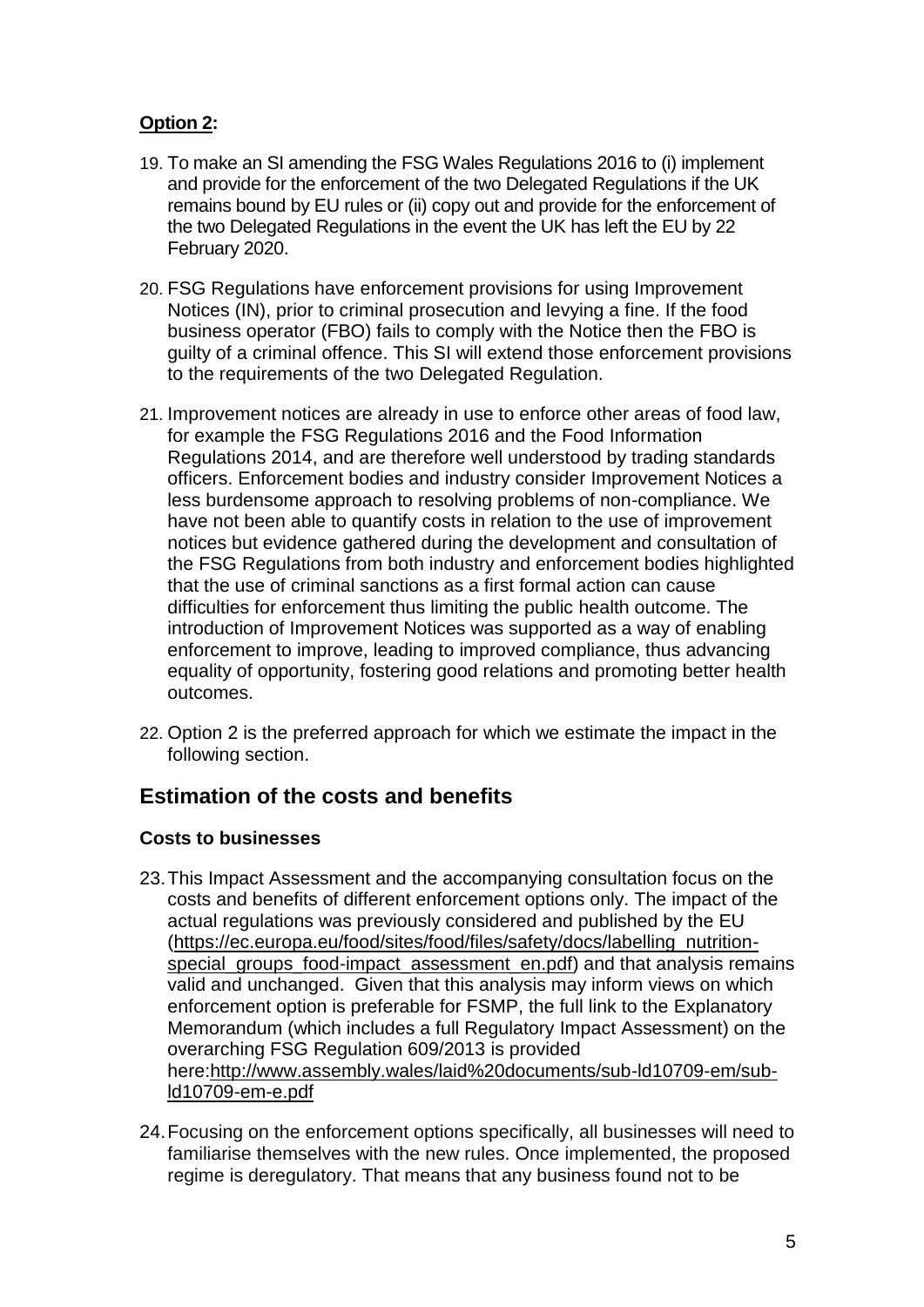**Option 2:**

19. To make an SI amending the FSG Wales Regulations 2016 to (i) implement and provide for the enforcement of the two Delegated Regulations if the UK remains bound by EU rules or (ii) copy out and provide for the enforcement of the two Delegated Regulations in the event the UK has left the EU by 22 February 2020.

20. FSG Regulations have enforcement provisions for using Improvement Notices (IN), prior to criminal prosecution and levying a fine. If the food business operator (FBO) fails to comply with the Notice then the FBO is guilty of a criminal offence. This SI will extend those enforcement provisions to the requirements of the two Delegated Regulation.

21. Improvement notices are already in use to enforce other areas of food law, for example the FSG Regulations 2016 and the Food Information Regulations 2014, and are therefore well understood by trading standards officers. Enforcement bodies and industry consider Improvement Notices a less burdensome approach to resolving problems of non-compliance. We have not been able to quantify costs in relation to the use of improvement notices but evidence gathered during the development and consultation of the FSG Regulations from both industry and enforcement bodies highlighted that the use of criminal sanctions as a first formal action can cause difficulties for enforcement thus limiting the public health outcome. The introduction of Improvement Notices was supported as a way of enabling enforcement to improve, leading to improved compliance, thus advancing equality of opportunity, fostering good relations and promoting better health outcomes.

22. Option 2 is the preferred approach for which we estimate the impact in the following section.

## Estimation of the costs and benefits

### Costs to businesses

23. This Impact Assessment and the accompanying consultation focus on the costs and benefits of different enforcement options only. The impact of the actual regulations was previously considered and published by the EU (https://ec.europa.eu/food/sites/food/files/safety/docs/labelling_nutrition-special_groups_food-impact_assessment_en.pdf) and that analysis remains valid and unchanged. Given that this analysis may inform views on which enforcement option is preferable for FSMP, the full link to the Explanatory Memorandum (which includes a full Regulatory Impact Assessment) on the overarching FSG Regulation 609/2013 is provided here:http://www.assembly.wales/laid%20documents/sub-ld10709-em/sub-ld10709-em-e.pdf

24. Focusing on the enforcement options specifically, all businesses will need to familiarise themselves with the new rules. Once implemented, the proposed regime is deregulatory. That means that any business found not to be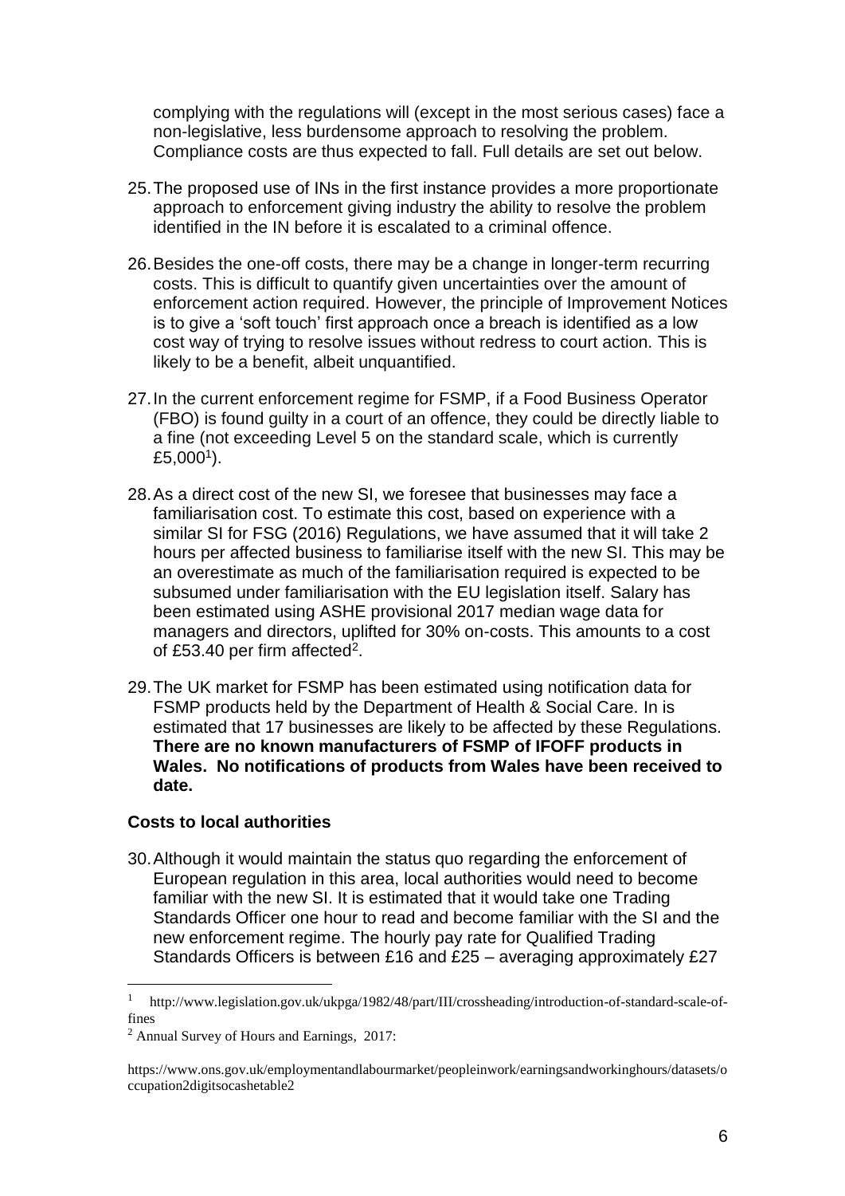complying with the regulations will (except in the most serious cases) face a non-legislative, less burdensome approach to resolving the problem. Compliance costs are thus expected to fall. Full details are set out below.

25. The proposed use of INs in the first instance provides a more proportionate approach to enforcement giving industry the ability to resolve the problem identified in the IN before it is escalated to a criminal offence.

26. Besides the one-off costs, there may be a change in longer-term recurring costs. This is difficult to quantify given uncertainties over the amount of enforcement action required. However, the principle of Improvement Notices is to give a 'soft touch' first approach once a breach is identified as a low cost way of trying to resolve issues without redress to court action. This is likely to be a benefit, albeit unquantified.

27. In the current enforcement regime for FSMP, if a Food Business Operator (FBO) is found guilty in a court of an offence, they could be directly liable to a fine (not exceeding Level 5 on the standard scale, which is currently £5,000[1]).

28. As a direct cost of the new SI, we foresee that businesses may face a familiarisation cost. To estimate this cost, based on experience with a similar SI for FSG (2016) Regulations, we have assumed that it will take 2 hours per affected business to familiarise itself with the new SI. This may be an overestimate as much of the familiarisation required is expected to be subsumed under familiarisation with the EU legislation itself. Salary has been estimated using ASHE provisional 2017 median wage data for managers and directors, uplifted for 30% on-costs. This amounts to a cost of £53.40 per firm affected[2].

29. The UK market for FSMP has been estimated using notification data for FSMP products held by the Department of Health & Social Care. In is estimated that 17 businesses are likely to be affected by these Regulations. **There are no known manufacturers of FSMP of IFOFF products in Wales. No notifications of products from Wales have been received to date.**

**Costs to local authorities**

30. Although it would maintain the status quo regarding the enforcement of European regulation in this area, local authorities would need to become familiar with the new SI. It is estimated that it would take one Trading Standards Officer one hour to read and become familiar with the SI and the new enforcement regime. The hourly pay rate for Qualified Trading Standards Officers is between £16 and £25 – averaging approximately £27

---

[1] http://www.legislation.gov.uk/ukpga/1982/48/part/III/crossheading/introduction-of-standard-scale-of-fines

[2] Annual Survey of Hours and Earnings, 2017:

https://www.ons.gov.uk/employmentandlabourmarket/peopleinwork/earningsandworkinghours/datasets/occupation2digitsocashetable2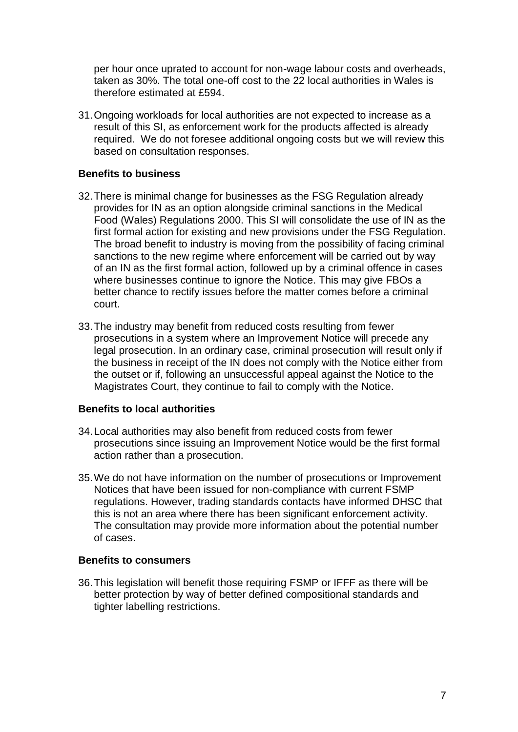per hour once uprated to account for non-wage labour costs and overheads, taken as 30%. The total one-off cost to the 22 local authorities in Wales is therefore estimated at £594.

31. Ongoing workloads for local authorities are not expected to increase as a result of this SI, as enforcement work for the products affected is already required. We do not foresee additional ongoing costs but we will review this based on consultation responses.

**Benefits to business**

32. There is minimal change for businesses as the FSG Regulation already provides for IN as an option alongside criminal sanctions in the Medical Food (Wales) Regulations 2000. This SI will consolidate the use of IN as the first formal action for existing and new provisions under the FSG Regulation. The broad benefit to industry is moving from the possibility of facing criminal sanctions to the new regime where enforcement will be carried out by way of an IN as the first formal action, followed up by a criminal offence in cases where businesses continue to ignore the Notice. This may give FBOs a better chance to rectify issues before the matter comes before a criminal court.

33. The industry may benefit from reduced costs resulting from fewer prosecutions in a system where an Improvement Notice will precede any legal prosecution. In an ordinary case, criminal prosecution will result only if the business in receipt of the IN does not comply with the Notice either from the outset or if, following an unsuccessful appeal against the Notice to the Magistrates Court, they continue to fail to comply with the Notice.

**Benefits to local authorities**

34. Local authorities may also benefit from reduced costs from fewer prosecutions since issuing an Improvement Notice would be the first formal action rather than a prosecution.

35. We do not have information on the number of prosecutions or Improvement Notices that have been issued for non-compliance with current FSMP regulations. However, trading standards contacts have informed DHSC that this is not an area where there has been significant enforcement activity. The consultation may provide more information about the potential number of cases.

**Benefits to consumers**

36. This legislation will benefit those requiring FSMP or IFFF as there will be better protection by way of better defined compositional standards and tighter labelling restrictions.